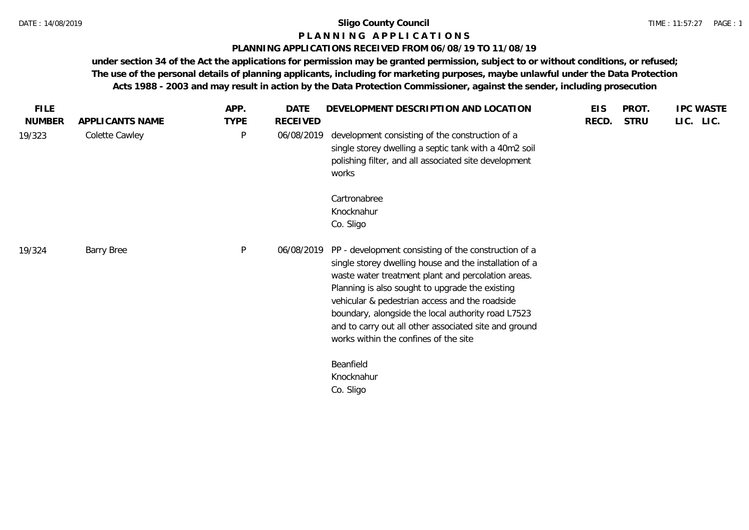# Sligo County Council

## P L A N N I N G  A P P L I C A T I O N S

### PLANNING APPLICATIONS RECEIVED FROM 06/08/19 TO 11/08/19

**under section 34 of the Act the applications for permission may be granted permission, subject to or without conditions, or refused; The use of the personal details of planning applicants, including for marketing purposes, maybe unlawful under the Data Protection Acts 1988 - 2003 and may result in action by the Data Protection Commissioner, against the sender, including prosecution**

| FILE NUMBER | APPLICANTS NAME | APP. TYPE | DATE RECEIVED | DEVELOPMENT DESCRIPTION AND LOCATION | EIS RECD. | PROT. STRU | IPC LIC. | WASTE LIC. |
|---|---|---|---|---|---|---|---|---|
| 19/323 | Colette Cawley | P | 06/08/2019 | development consisting of the construction of a single storey dwelling a septic tank with a 40m2 soil polishing filter, and all associated site development works<br><br>Cartronabree<br>Knocknahur<br>Co. Sligo | | | | |
| 19/324 | Barry Bree | P | 06/08/2019 | PP - development consisting of the construction of a single storey dwelling house and the installation of a waste water treatment plant and percolation areas. Planning is also sought to upgrade the existing vehicular & pedestrian access and the roadside boundary, alongside the local authority road L7523 and to carry out all other associated site and ground works within the confines of the site<br><br>Beanfield<br>Knocknahur<br>Co. Sligo | | | | |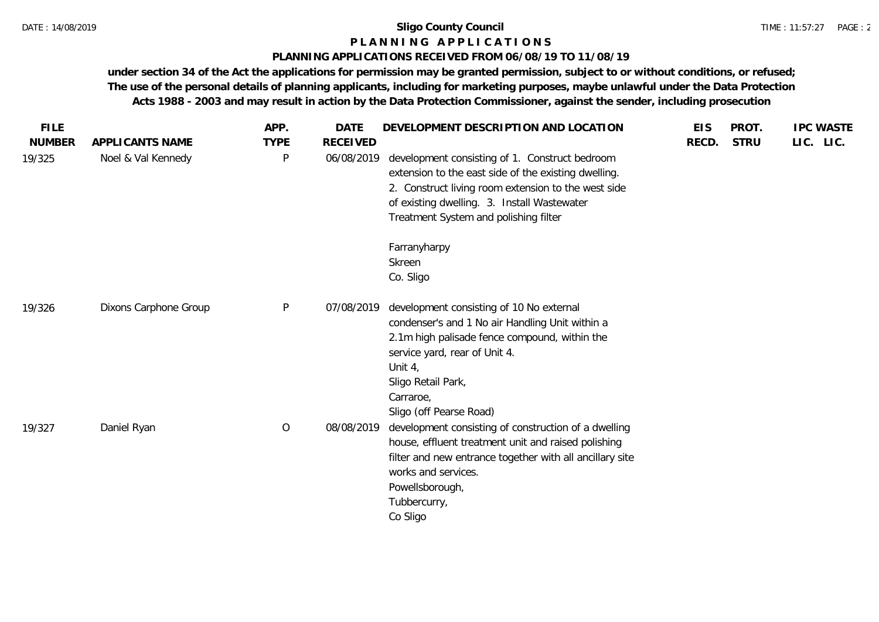**Sligo County Council**

**P L A N N I N G   A P P L I C A T I O N S**

**PLANNING APPLICATIONS RECEIVED FROM 06/08/19 TO 11/08/19**

**under section 34 of the Act the applications for permission may be granted permission, subject to or without conditions, or refused; The use of the personal details of planning applicants, including for marketing purposes, maybe unlawful under the Data Protection Acts 1988 - 2003 and may result in action by the Data Protection Commissioner, against the sender, including prosecution**

| FILE NUMBER | APPLICANTS NAME | APP. TYPE | DATE RECEIVED | DEVELOPMENT DESCRIPTION AND LOCATION | EIS RECD. | PROT. STRU | IPC LIC. | WASTE LIC. |
|---|---|---|---|---|---|---|---|---|
| 19/325 | Noel & Val Kennedy | P | 06/08/2019 | development consisting of 1. Construct bedroom extension to the east side of the existing dwelling. 2. Construct living room extension to the west side of existing dwelling. 3. Install Wastewater Treatment System and polishing filter<br><br>Farranyharpy<br>Skreen<br>Co. Sligo | | | | |
| 19/326 | Dixons Carphone Group | P | 07/08/2019 | development consisting of 10 No external condenser's and 1 No air Handling Unit within a 2.1m high palisade fence compound, within the service yard, rear of Unit 4.<br>Unit 4,<br>Sligo Retail Park,<br>Carraroe,<br>Sligo (off Pearse Road) | | | | |
| 19/327 | Daniel Ryan | O | 08/08/2019 | development consisting of construction of a dwelling house, effluent treatment unit and raised polishing filter and new entrance together with all ancillary site works and services.<br>Powellsborough,<br>Tubbercurry,<br>Co Sligo | | | | |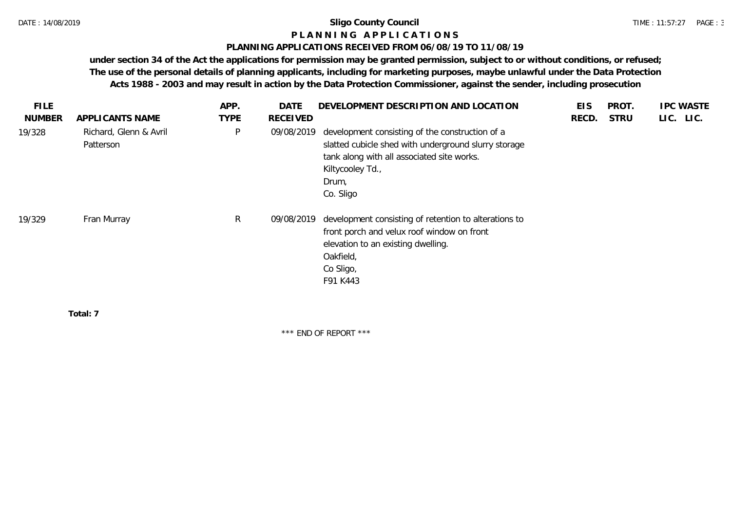# Sligo County Council

## P L A N N I N G   A P P L I C A T I O N S

### PLANNING APPLICATIONS RECEIVED FROM 06/08/19 TO 11/08/19

**under section 34 of the Act the applications for permission may be granted permission, subject to or without conditions, or refused; The use of the personal details of planning applicants, including for marketing purposes, maybe unlawful under the Data Protection Acts 1988 - 2003 and may result in action by the Data Protection Commissioner, against the sender, including prosecution**

| FILE NUMBER | APPLICANTS NAME | APP. TYPE | DATE RECEIVED | DEVELOPMENT DESCRIPTION AND LOCATION | EIS RECD. | PROT. STRU | IPC LIC. | WASTE LIC. |
|---|---|---|---|---|---|---|---|---|
| 19/328 | Richard, Glenn & Avril Patterson | P | 09/08/2019 | development consisting of the construction of a slatted cubicle shed with underground slurry storage tank along with all associated site works. Kiltycooley Td., Drum, Co. Sligo | | | | |
| 19/329 | Fran Murray | R | 09/08/2019 | development consisting of retention to alterations to front porch and velux roof window on front elevation to an existing dwelling. Oakfield, Co Sligo, F91 K443 | | | | |

**Total: 7**

\*\*\* END OF REPORT \*\*\*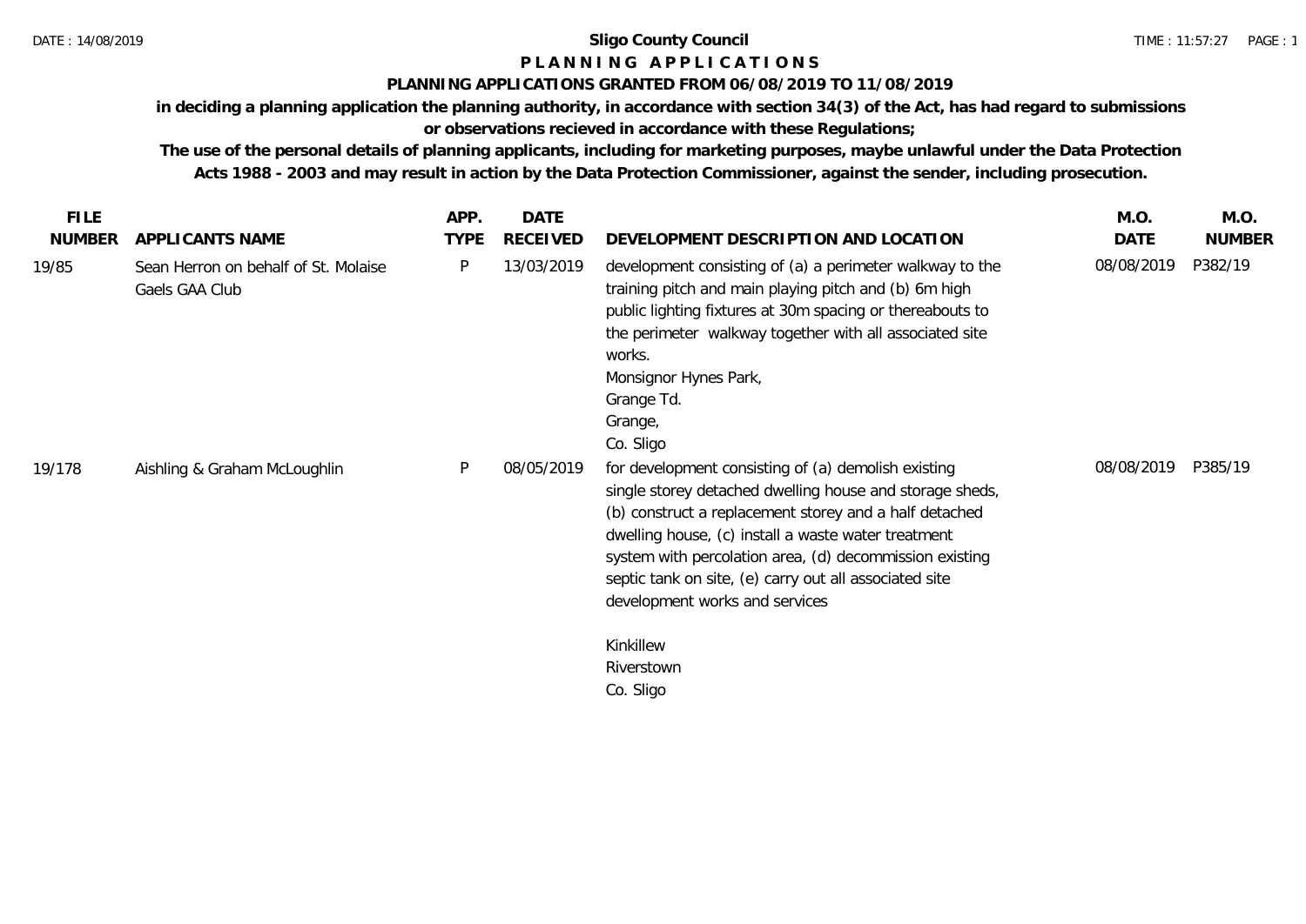**Sligo County Council**

**P L A N N I N G   A P P L I C A T I O N S**

**PLANNING APPLICATIONS GRANTED FROM 06/08/2019 TO 11/08/2019**

**in deciding a planning application the planning authority, in accordance with section 34(3) of the Act, has had regard to submissions or observations recieved in accordance with these Regulations;**

**The use of the personal details of planning applicants, including for marketing purposes, maybe unlawful under the Data Protection Acts 1988 - 2003 and may result in action by the Data Protection Commissioner, against the sender, including prosecution.**

| FILE NUMBER | APPLICANTS NAME | APP. TYPE | DATE RECEIVED | DEVELOPMENT DESCRIPTION AND LOCATION | M.O. DATE | M.O. NUMBER |
|---|---|---|---|---|---|---|
| 19/85 | Sean Herron on behalf of St. Molaise Gaels GAA Club | P | 13/03/2019 | development consisting of (a) a perimeter walkway to the training pitch and main playing pitch and (b) 6m high public lighting fixtures at 30m spacing or thereabouts to the perimeter walkway together with all associated site works.<br>Monsignor Hynes Park,<br>Grange Td.<br>Grange,<br>Co. Sligo | 08/08/2019 | P382/19 |
| 19/178 | Aishling & Graham McLoughlin | P | 08/05/2019 | for development consisting of (a) demolish existing single storey detached dwelling house and storage sheds, (b) construct a replacement storey and a half detached dwelling house, (c) install a waste water treatment system with percolation area, (d) decommission existing septic tank on site, (e) carry out all associated site development works and services<br><br>Kinkillew<br>Riverstown<br>Co. Sligo | 08/08/2019 | P385/19 |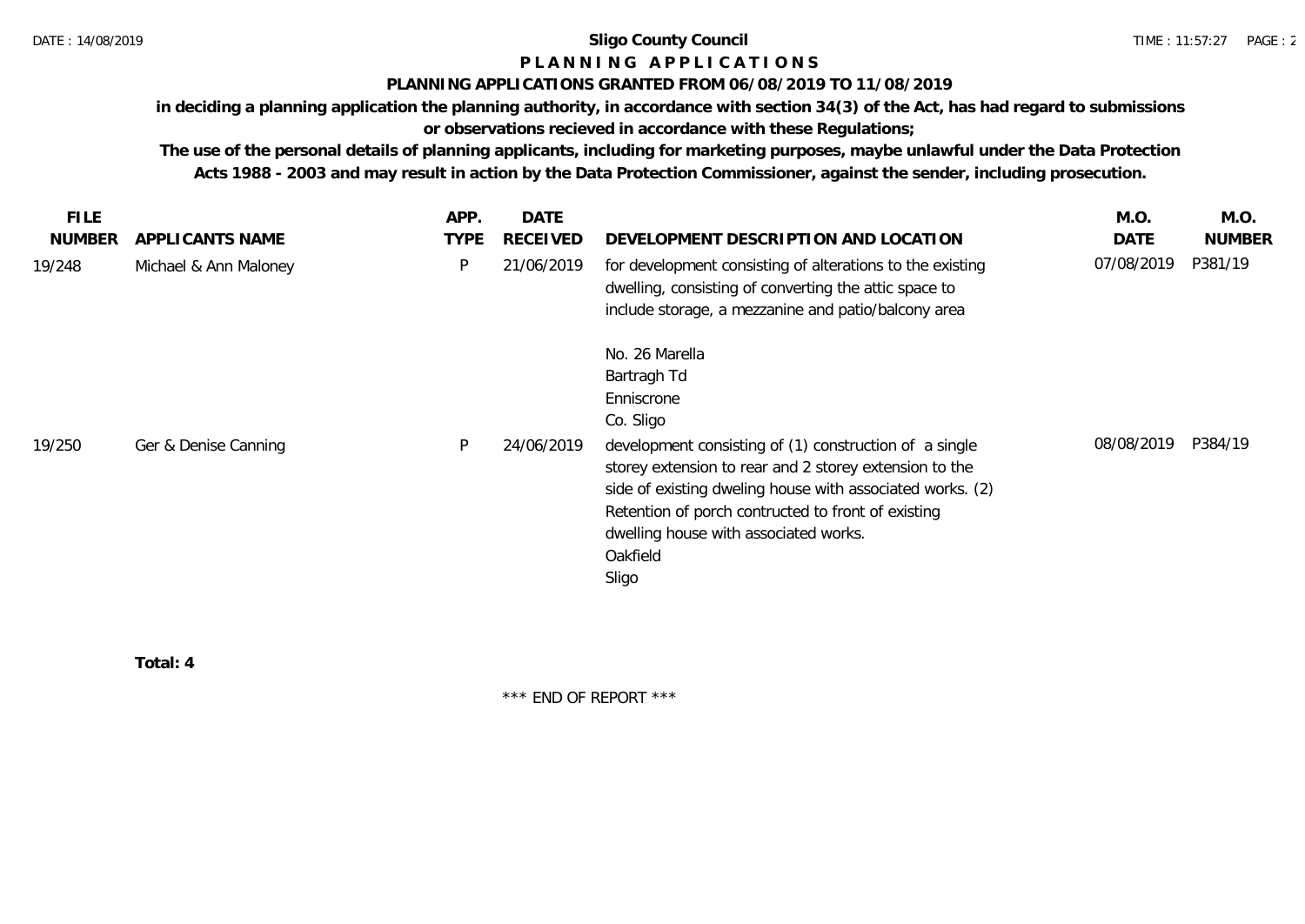**Sligo County Council**

**P L A N N I N G  A P P L I C A T I O N S**

**PLANNING APPLICATIONS GRANTED FROM 06/08/2019 TO 11/08/2019**

**in deciding a planning application the planning authority, in accordance with section 34(3) of the Act, has had regard to submissions or observations recieved in accordance with these Regulations;**

**The use of the personal details of planning applicants, including for marketing purposes, maybe unlawful under the Data Protection Acts 1988 - 2003 and may result in action by the Data Protection Commissioner, against the sender, including prosecution.**

| FILE NUMBER | APPLICANTS NAME | APP. TYPE | DATE RECEIVED | DEVELOPMENT DESCRIPTION AND LOCATION | M.O. DATE | M.O. NUMBER |
|---|---|---|---|---|---|---|
| 19/248 | Michael & Ann Maloney | P | 21/06/2019 | for development consisting of alterations to the existing dwelling, consisting of converting the attic space to include storage, a mezzanine and patio/balcony area<br><br>No. 26 Marella<br>Bartragh Td<br>Enniscrone<br>Co. Sligo | 07/08/2019 | P381/19 |
| 19/250 | Ger & Denise Canning | P | 24/06/2019 | development consisting of (1) construction of a single storey extension to rear and 2 storey extension to the side of existing dweling house with associated works. (2) Retention of porch contructed to front of existing dwelling house with associated works.<br>Oakfield<br>Sligo | 08/08/2019 | P384/19 |

**Total: 4**

\*\*\* END OF REPORT \*\*\*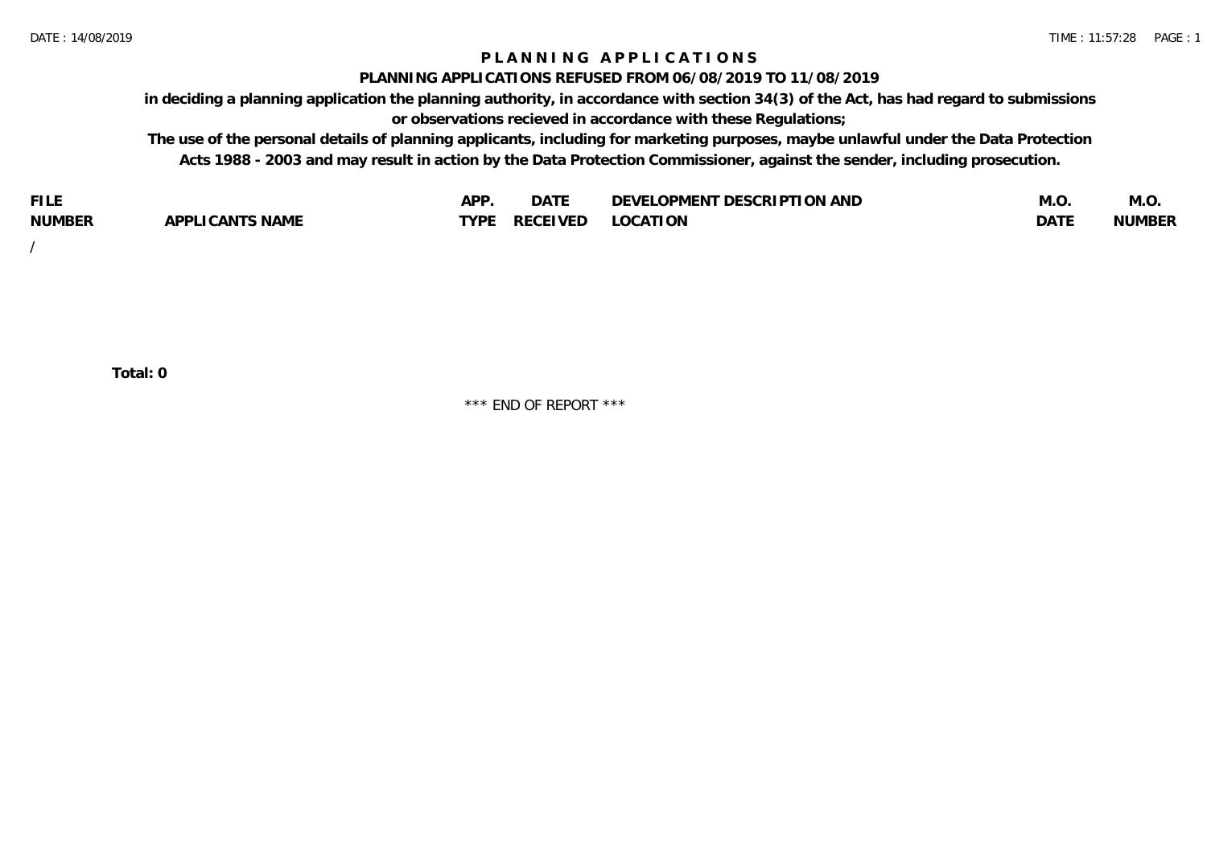# PLANNING APPLICATIONS

## PLANNING APPLICATIONS REFUSED FROM 06/08/2019 TO 11/08/2019

**in deciding a planning application the planning authority, in accordance with section 34(3) of the Act, has had regard to submissions or observations recieved in accordance with these Regulations;**

**The use of the personal details of planning applicants, including for marketing purposes, maybe unlawful under the Data Protection Acts 1988 - 2003 and may result in action by the Data Protection Commissioner, against the sender, including prosecution.**

| FILE NUMBER | APPLICANTS NAME | APP. TYPE | DATE RECEIVED | DEVELOPMENT DESCRIPTION AND LOCATION | M.O. DATE | M.O. NUMBER |
|---|---|---|---|---|---|---|
| / | | | | | | |

**Total: 0**

\*\*\* END OF REPORT \*\*\*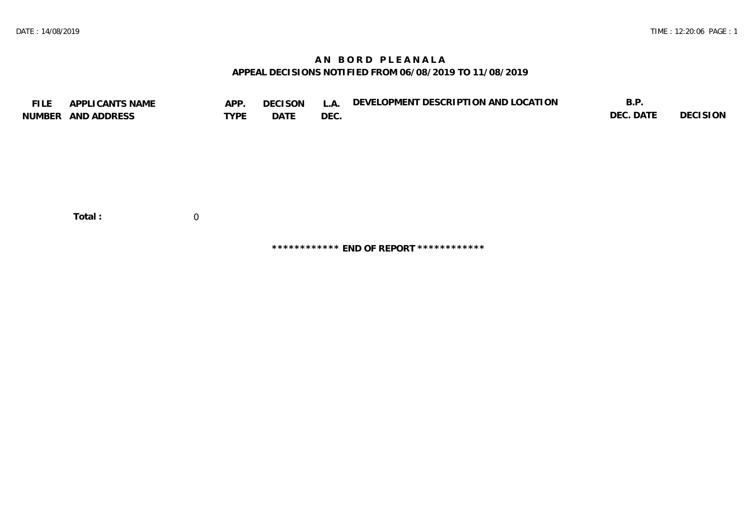# AN BORD PLEANALA

## APPEAL DECISIONS NOTIFIED FROM 06/08/2019 TO 11/08/2019

| FILE NUMBER | APPLICANTS NAME AND ADDRESS | APP. TYPE | DECISON DATE | L.A. DEC. | DEVELOPMENT DESCRIPTION AND LOCATION | B.P. DEC. DATE | DECISION |
|---|---|---|---|---|---|---|---|

**Total :** 0

************ **END OF REPORT** ************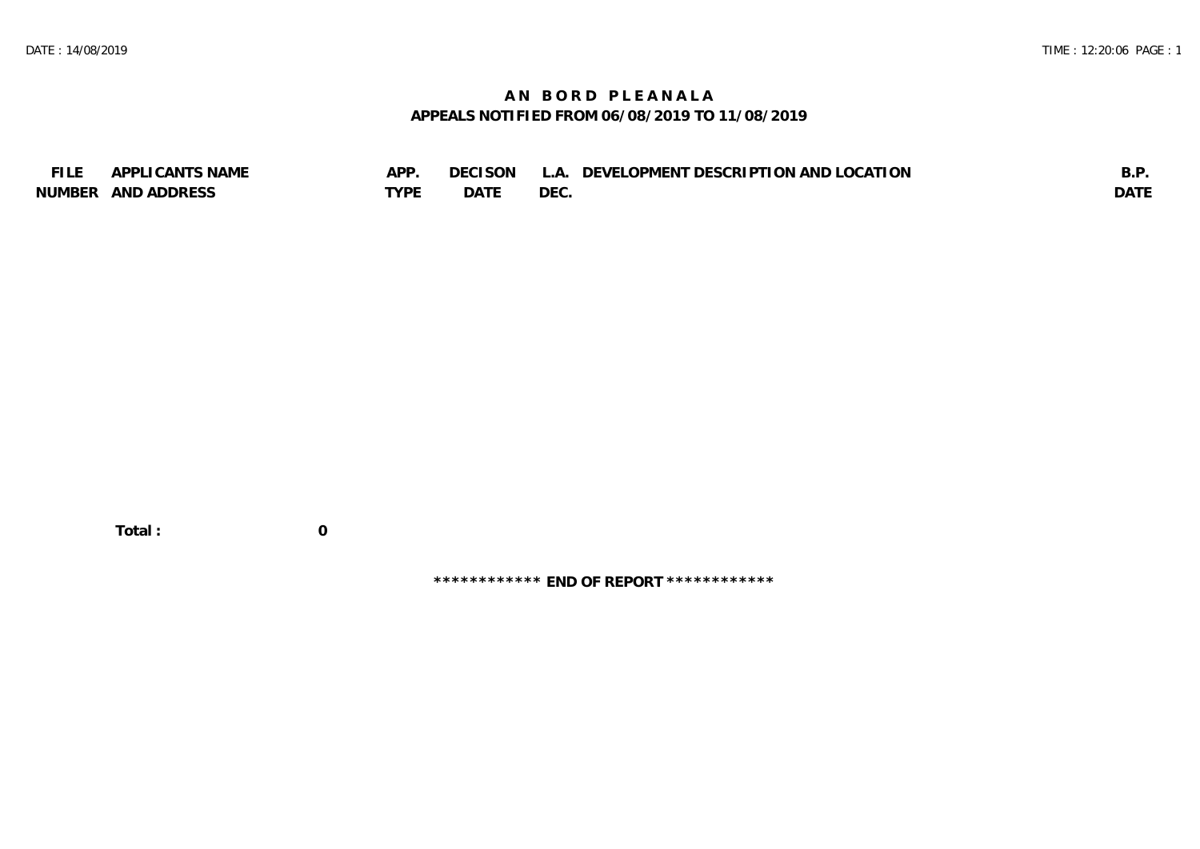# AN BORD PLEANALA

## APPEALS NOTIFIED FROM 06/08/2019 TO 11/08/2019

| FILE NUMBER | APPLICANTS NAME AND ADDRESS | APP. TYPE | DECISON DATE | L.A. DEC. | DEVELOPMENT DESCRIPTION AND LOCATION | B.P. DATE |
|---|---|---|---|---|---|---|

**Total : 0**

**\************ END OF REPORT \**************